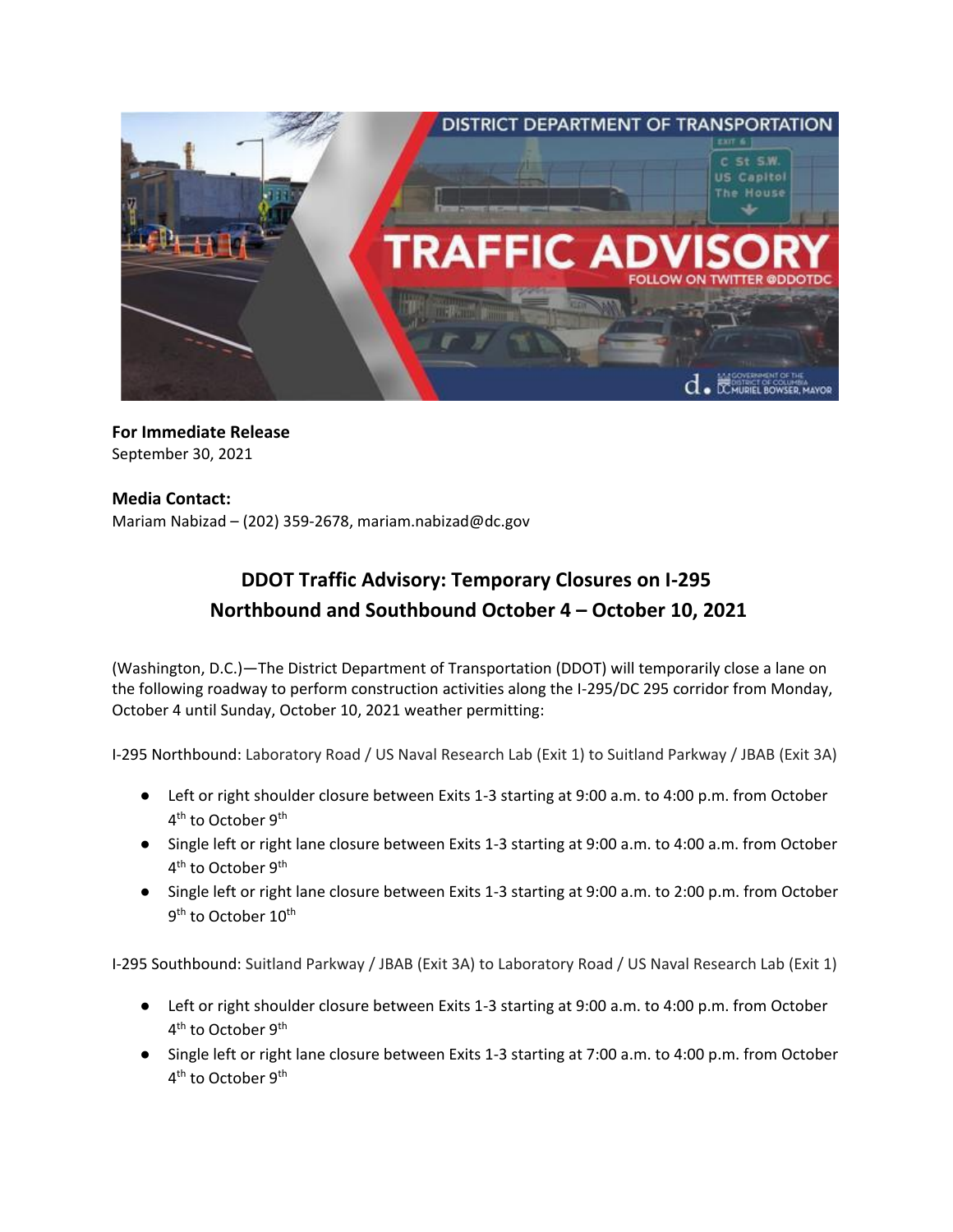**For Immediate Release**
September 30, 2021

**Media Contact:**
Mariam Nabizad – (202) 359-2678, mariam.nabizad@dc.gov

## DDOT Traffic Advisory: Temporary Closures on I-295 Northbound and Southbound October 4 – October 10, 2021

(Washington, D.C.)—The District Department of Transportation (DDOT) will temporarily close a lane on the following roadway to perform construction activities along the I-295/DC 295 corridor from Monday, October 4 until Sunday, October 10, 2021 weather permitting:

I-295 Northbound: Laboratory Road / US Naval Research Lab (Exit 1) to Suitland Parkway / JBAB (Exit 3A)

- Left or right shoulder closure between Exits 1-3 starting at 9:00 a.m. to 4:00 p.m. from October 4th to October 9th
- Single left or right lane closure between Exits 1-3 starting at 9:00 a.m. to 4:00 a.m. from October 4th to October 9th
- Single left or right lane closure between Exits 1-3 starting at 9:00 a.m. to 2:00 p.m. from October 9th to October 10th

I-295 Southbound: Suitland Parkway / JBAB (Exit 3A) to Laboratory Road / US Naval Research Lab (Exit 1)

- Left or right shoulder closure between Exits 1-3 starting at 9:00 a.m. to 4:00 p.m. from October 4th to October 9th
- Single left or right lane closure between Exits 1-3 starting at 7:00 a.m. to 4:00 p.m. from October 4th to October 9th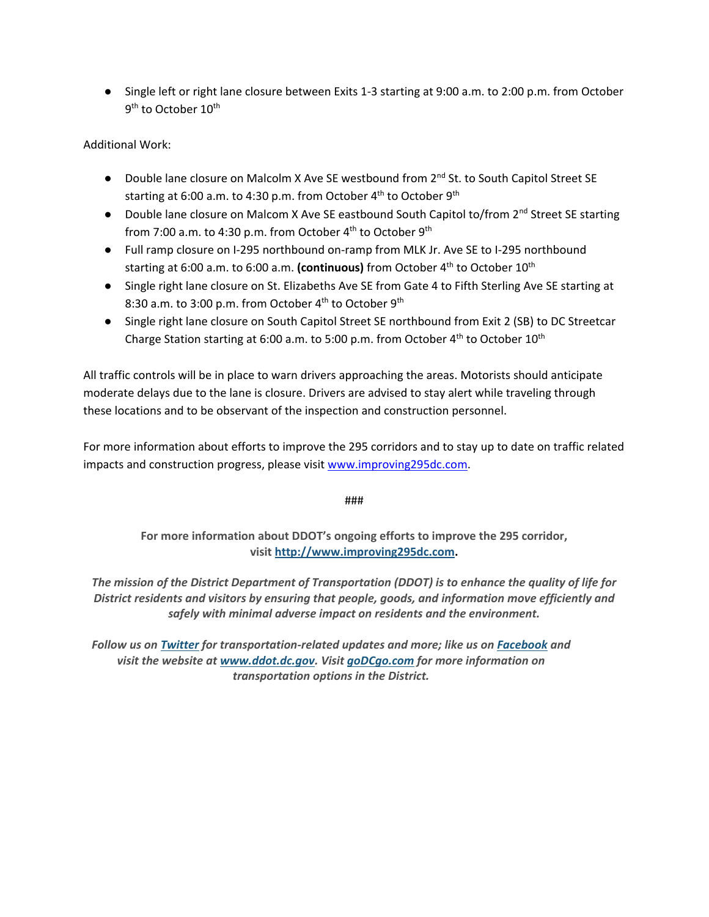- Single left or right lane closure between Exits 1-3 starting at 9:00 a.m. to 2:00 p.m. from October 9th to October 10th

Additional Work:

- Double lane closure on Malcolm X Ave SE westbound from 2nd St. to South Capitol Street SE starting at 6:00 a.m. to 4:30 p.m. from October 4th to October 9th
- Double lane closure on Malcom X Ave SE eastbound South Capitol to/from 2nd Street SE starting from 7:00 a.m. to 4:30 p.m. from October 4th to October 9th
- Full ramp closure on I-295 northbound on-ramp from MLK Jr. Ave SE to I-295 northbound starting at 6:00 a.m. to 6:00 a.m. **(continuous)** from October 4th to October 10th
- Single right lane closure on St. Elizabeths Ave SE from Gate 4 to Fifth Sterling Ave SE starting at 8:30 a.m. to 3:00 p.m. from October 4th to October 9th
- Single right lane closure on South Capitol Street SE northbound from Exit 2 (SB) to DC Streetcar Charge Station starting at 6:00 a.m. to 5:00 p.m. from October 4th to October 10th

All traffic controls will be in place to warn drivers approaching the areas. Motorists should anticipate moderate delays due to the lane is closure. Drivers are advised to stay alert while traveling through these locations and to be observant of the inspection and construction personnel.

For more information about efforts to improve the 295 corridors and to stay up to date on traffic related impacts and construction progress, please visit www.improving295dc.com.

###

**For more information about DDOT's ongoing efforts to improve the 295 corridor, visit http://www.improving295dc.com.**

***The mission of the District Department of Transportation (DDOT) is to enhance the quality of life for District residents and visitors by ensuring that people, goods, and information move efficiently and safely with minimal adverse impact on residents and the environment.***

***Follow us on Twitter for transportation-related updates and more; like us on Facebook and visit the website at www.ddot.dc.gov. Visit goDCgo.com for more information on transportation options in the District.***